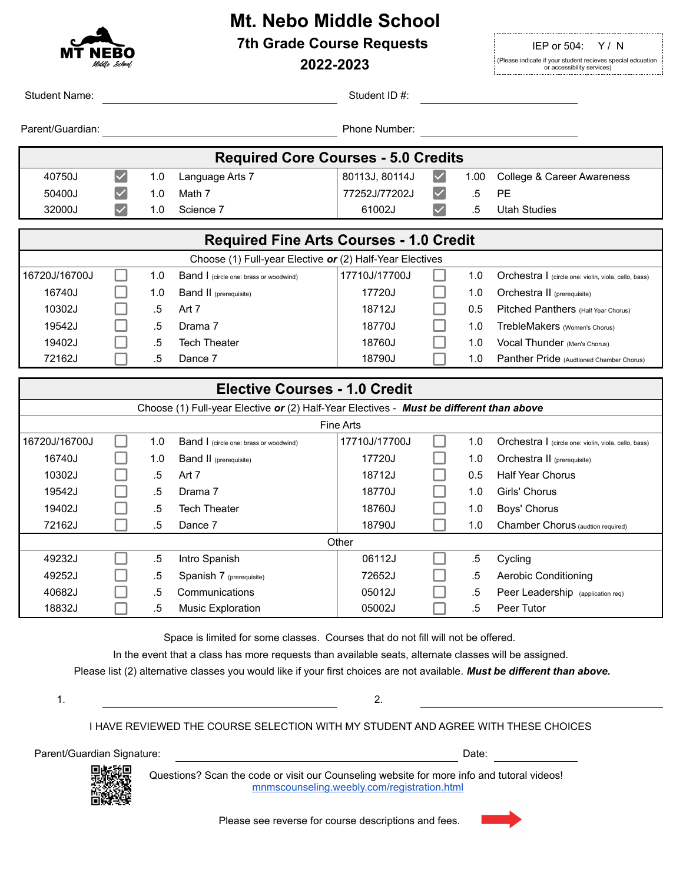# Mt. Nebo Middle School

## 7th Grade Course Requests

## 2022-2023

IEP or 504: Y / N
(Please indicate if your student recieves special edcuation or accessibility services)

Student Name: ______________________ Student ID #: ______________________

Parent/Guardian: ______________________ Phone Number: ______________________

| Required Core Courses - 5.0 Credits | | | | | | | |
|---|---|---|---|---|---|---|---|
| 40750J | ☑ | 1.0 | Language Arts 7 | 80113J, 80114J | ☑ | 1.00 | College & Career Awareness |
| 50400J | ☑ | 1.0 | Math 7 | 77252J/77202J | ☑ | .5 | PE |
| 32000J | ☑ | 1.0 | Science 7 | 61002J | ☑ | .5 | Utah Studies |

| Required Fine Arts Courses - 1.0 Credit | | | | | | | |
|---|---|---|---|---|---|---|---|
| Choose (1) Full-year Elective ***or*** (2) Half-Year Electives | | | | | | | |
| 16720J/16700J | ☐ | 1.0 | Band I (circle one: brass or woodwind) | 17710J/17700J | ☐ | 1.0 | Orchestra I (circle one: violin, viola, cello, bass) |
| 16740J | ☐ | 1.0 | Band II (prerequisite) | 17720J | ☐ | 1.0 | Orchestra II (prerequisite) |
| 10302J | ☐ | .5 | Art 7 | 18712J | ☐ | 0.5 | Pitched Panthers (Half Year Chorus) |
| 19542J | ☐ | .5 | Drama 7 | 18770J | ☐ | 1.0 | TrebleMakers (Women's Chorus) |
| 19402J | ☐ | .5 | Tech Theater | 18760J | ☐ | 1.0 | Vocal Thunder (Men's Chorus) |
| 72162J | ☐ | .5 | Dance 7 | 18790J | ☐ | 1.0 | Panther Pride (Audtioned Chamber Chorus) |

| Elective Courses - 1.0 Credit | | | | | | | |
|---|---|---|---|---|---|---|---|
| Choose (1) Full-year Elective ***or*** (2) Half-Year Electives - ***Must be different than above*** | | | | | | | |
| Fine Arts | | | | | | | |
| 16720J/16700J | ☐ | 1.0 | Band I (circle one: brass or woodwind) | 17710J/17700J | ☐ | 1.0 | Orchestra I (circle one: violin, viola, cello, bass) |
| 16740J | ☐ | 1.0 | Band II (prerequisite) | 17720J | ☐ | 1.0 | Orchestra II (prerequisite) |
| 10302J | ☐ | .5 | Art 7 | 18712J | ☐ | 0.5 | Half Year Chorus |
| 19542J | ☐ | .5 | Drama 7 | 18770J | ☐ | 1.0 | Girls' Chorus |
| 19402J | ☐ | .5 | Tech Theater | 18760J | ☐ | 1.0 | Boys' Chorus |
| 72162J | ☐ | .5 | Dance 7 | 18790J | ☐ | 1.0 | Chamber Chorus (audtion required) |
| Other | | | | | | | |
| 49232J | ☐ | .5 | Intro Spanish | 06112J | ☐ | .5 | Cycling |
| 49252J | ☐ | .5 | Spanish 7 (prerequisite) | 72652J | ☐ | .5 | Aerobic Conditioning |
| 40682J | ☐ | .5 | Communications | 05012J | ☐ | .5 | Peer Leadership (application req) |
| 18832J | ☐ | .5 | Music Exploration | 05002J | ☐ | .5 | Peer Tutor |

Space is limited for some classes. Courses that do not fill will not be offered.

In the event that a class has more requests than available seats, alternate classes will be assigned.

Please list (2) alternative classes you would like if your first choices are not available. ***Must be different than above.***

1. ______________________ 2. ______________________

I HAVE REVIEWED THE COURSE SELECTION WITH MY STUDENT AND AGREE WITH THESE CHOICES

Parent/Guardian Signature: ______________________ Date: __________

Questions? Scan the code or visit our Counseling website for more info and tutoral videos!
[mnmscounseling.weebly.com/registration.html](mnmscounseling.weebly.com/registration.html)

Please see reverse for course descriptions and fees.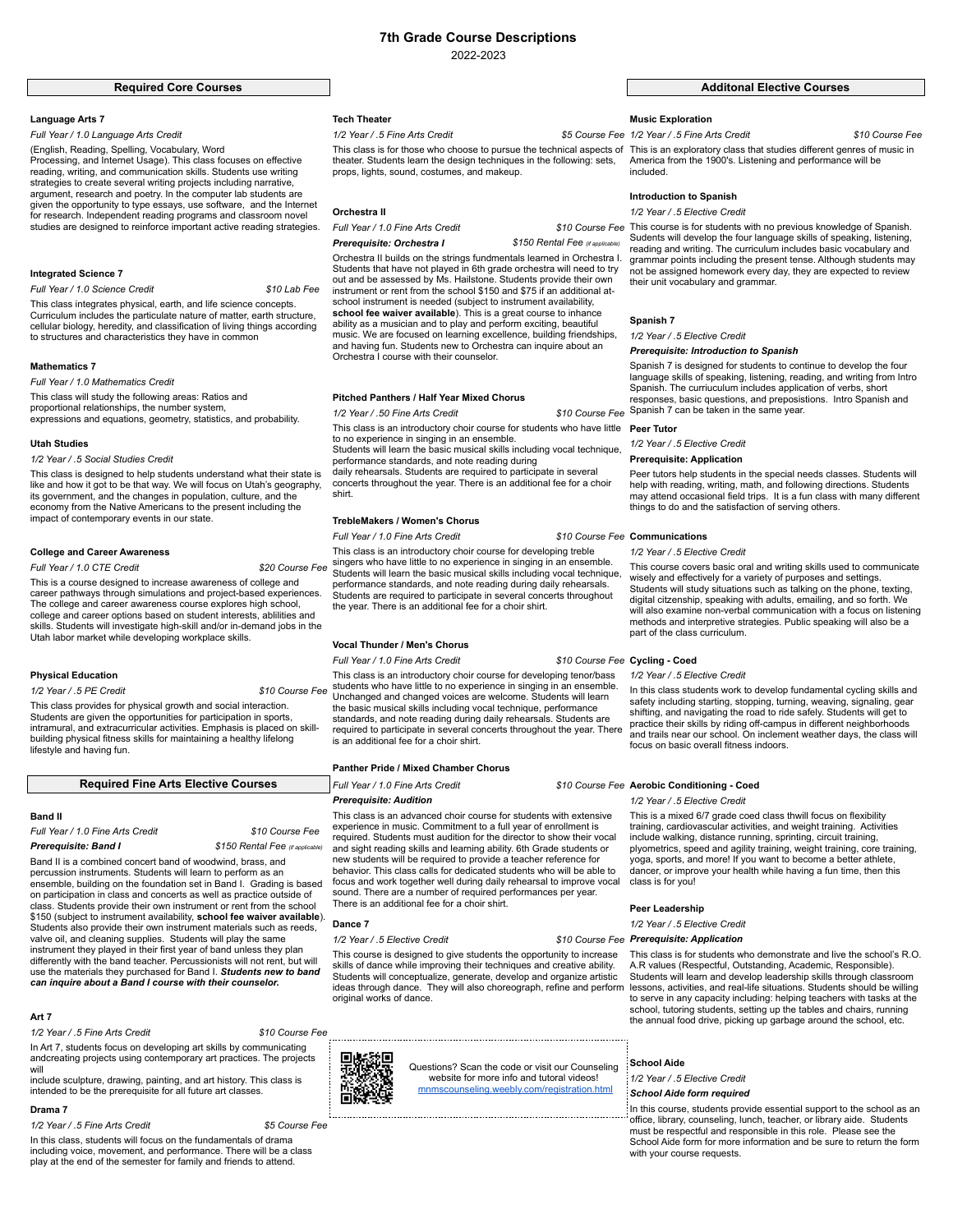# 7th Grade Course Descriptions

2022-2023

## Required Core Courses

### Language Arts 7

*Full Year / 1.0 Language Arts Credit*

(English, Reading, Spelling, Vocabulary, Word Processing, and Internet Usage). This class focuses on effective reading, writing, and communication skills. Students use writing strategies to create several writing projects including narrative, argument, research and poetry. In the computer lab students are given the opportunity to type essays, use software, and the Internet for research. Independent reading programs and classroom novel studies are designed to reinforce important active reading strategies.

### Integrated Science 7

*Full Year / 1.0 Science Credit* — *$10 Lab Fee*

This class integrates physical, earth, and life science concepts. Curriculum includes the particulate nature of matter, earth structure, cellular biology, heredity, and classification of living things according to structures and characteristics they have in common

### Mathematics 7

*Full Year / 1.0 Mathematics Credit*

This class will study the following areas: Ratios and proportional relationships, the number system, expressions and equations, geometry, statistics, and probability.

### Utah Studies

*1/2 Year / .5 Social Studies Credit*

This class is designed to help students understand what their state is like and how it got to be that way. We will focus on Utah's geography, its government, and the changes in population, culture, and the economy from the Native Americans to the present including the impact of contemporary events in our state.

### College and Career Awareness

*Full Year / 1.0 CTE Credit* — *$20 Course Fee*

This is a course designed to increase awareness of college and career pathways through simulations and project-based experiences. The college and career awareness course explores high school, college and career options based on student interests, ablilities and skills. Students will investigate high-skill and/or in-demand jobs in the Utah labor market while developing workplace skills.

### Physical Education

*1/2 Year / .5 PE Credit* — *$10 Course Fee*

This class provides for physical growth and social interaction. Students are given the opportunities for participation in sports, intramural, and extracurricular activities. Emphasis is placed on skill-building physical fitness skills for maintaining a healthy lifelong lifestyle and having fun.

## Required Fine Arts Elective Courses

### Band II

*Full Year / 1.0 Fine Arts Credit* — *$10 Course Fee*

***Prerequisite: Band I*** — *$150 Rental Fee (if applicable)*

Band II is a combined concert band of woodwind, brass, and percussion instruments. Students will learn to perform as an ensemble, building on the foundation set in Band I. Grading is based on participation in class and concerts as well as practice outside of class. Students provide their own instrument or rent from the school $150 (subject to instrument availability, **school fee waiver available**). Students also provide their own instrument materials such as reeds, valve oil, and cleaning supplies. Students will play the same instrument they played in their first year of band unless they plan differently with the band teacher. Percussionists will not rent, but will use the materials they purchased for Band I. ***Students new to band can inquire about a Band I course with their counselor.***

### Art 7

*1/2 Year / .5 Fine Arts Credit* — *$10 Course Fee*

In Art 7, students focus on developing art skills by communicating andcreating projects using contemporary art practices. The projects will include sculpture, drawing, painting, and art history. This class is intended to be the prerequisite for all future art classes.

### Drama 7

*1/2 Year / .5 Fine Arts Credit* — *$5 Course Fee*

In this class, students will focus on the fundamentals of drama including voice, movement, and performance. There will be a class play at the end of the semester for family and friends to attend.

### Tech Theater

*1/2 Year / .5 Fine Arts Credit* — *$5 Course Fee*

This class is for those who choose to pursue the technical aspects of theater. Students learn the design techniques in the following: sets, props, lights, sound, costumes, and makeup.

### Orchestra II

*Full Year / 1.0 Fine Arts Credit* — *$10 Course Fee*

***Prerequisite: Orchestra I*** — *$150 Rental Fee (if applicable)*

Orchestra II builds on the strings fundmentals learned in Orchestra I. Students that have not played in 6th grade orchestra will need to try out and be assessed by Ms. Hailstone. Students provide their own instrument or rent from the school $150 and $75 if an additional at-school instrument is needed (subject to instrument availability, **school fee waiver available**). This is a great course to inhance ability as a musician and to play and perform exciting, beautiful music. We are focused on learning excellence, building friendships, and having fun. Students new to Orchestra can inquire about an Orchestra I course with their counselor.

### Pitched Panthers / Half Year Mixed Chorus

*1/2 Year / .50 Fine Arts Credit* — *$10 Course Fee*

This class is an introductory choir course for students who have little to no experience in singing in an ensemble.
Students will learn the basic musical skills including vocal technique, performance standards, and note reading during daily rehearsals. Students are required to participate in several concerts throughout the year. There is an additional fee for a choir shirt.

### TrebleMakers / Women's Chorus

*Full Year / 1.0 Fine Arts Credit* — *$10 Course Fee*

This class is an introductory choir course for developing treble singers who have little to no experience in singing in an ensemble. Students will learn the basic musical skills including vocal technique, performance standards, and note reading during daily rehearsals. Students are required to participate in several concerts throughout the year. There is an additional fee for a choir shirt.

### Vocal Thunder / Men's Chorus

*Full Year / 1.0 Fine Arts Credit* — *$10 Course Fee*

This class is an introductory choir course for developing tenor/bass students who have little to no experience in singing in an ensemble. Unchanged and changed voices are welcome. Students will learn the basic musical skills including vocal technique, performance standards, and note reading during daily rehearsals. Students are required to participate in several concerts throughout the year. There is an additional fee for a choir shirt.

### Panther Pride / Mixed Chamber Chorus

*Full Year / 1.0 Fine Arts Credit* — *$10 Course Fee*

***Prerequisite: Audition***

This class is an advanced choir course for students with extensive experience in music. Commitment to a full year of enrollment is required. Students must audition for the director to show their vocal and sight reading skills and learning ability. 6th Grade students or new students will be required to provide a teacher reference for behavior. This class calls for dedicated students who will be able to focus and work together well during daily rehearsal to improve vocal sound. There are a number of required performances per year. There is an additional fee for a choir shirt.

### Dance 7

*1/2 Year / .5 Elective Credit* — *$10 Course Fee*

This course is designed to give students the opportunity to increase skills of dance while improving their techniques and creative ability. Students will conceptualize, generate, develop and organize artistic ideas through dance. They will also choreograph, refine and perform original works of dance.

Questions? Scan the code or visit our Counseling website for more info and tutoral videos!
mnmscounseling.weebly.com/registration.html

## Additonal Elective Courses

### Music Exploration

*1/2 Year / .5 Fine Arts Credit* — *$10 Course Fee*

This is an exploratory class that studies different genres of music in America from the 1900's. Listening and performance will be included.

### Introduction to Spanish

*1/2 Year / .5 Elective Credit*

This course is for students with no previous knowledge of Spanish. Students will develop the four language skills of speaking, listening, reading and writing. The curriculum includes basic vocabulary and grammar points including the present tense. Although students may not be assigned homework every day, they are expected to review their unit vocabulary and grammar.

### Spanish 7

*1/2 Year / .5 Elective Credit*

***Prerequisite: Introduction to Spanish***

Spanish 7 is designed for students to continue to develop the four language skills of speaking, listening, reading, and writing from Intro Spanish. The curriuculum includes application of verbs, short responses, basic questions, and prespositions. Intro Spanish and Spanish 7 can be taken in the same year.

### Peer Tutor

*1/2 Year / .5 Elective Credit*

**Prerequisite: Application**

Peer tutors help students in the special needs classes. Students will help with reading, writing, math, and following directions. Students may attend occasional field trips. It is a fun class with many different things to do and the satisfaction of serving others.

### Communications

*1/2 Year / .5 Elective Credit*

This course covers basic oral and writing skills used to communicate wisely and effectively for a variety of purposes and settings. Students will study situations such as talking on the phone, texting, digital citizenship, speaking with adults, emailing, and so forth. We will also examine non-verbal communication with a focus on listening methods and interpretive strategies. Public speaking will also be a part of the class curriculum.

### Cycling - Coed

*1/2 Year / .5 Elective Credit*

In this class students work to develop fundamental cycling skills and safety including starting, stopping, turning, weaving, signaling, gear shifting, and navigating the road to ride safely. Students will get to practice their skills by riding off-campus in different neighborhoods and trails near our school. On inclement weather days, the class will focus on basic overall fitness indoors.

### Aerobic Conditioning - Coed

*1/2 Year / .5 Elective Credit*

This is a mixed 6/7 grade coed class thwill focus on flexibility training, cardiovascular activities, and weight training. Activities include walking, distance running, sprinting, circuit training, plyometrics, speed and agility training, weight training, core training, yoga, sports, and more! If you want to become a better athlete, dancer, or improve your health while having a fun time, then this class is for you!

### Peer Leadership

*1/2 Year / .5 Elective Credit*

***Prerequisite: Application***

This class is for students who demonstrate and live the school's R.O.A.R values (Respectful, Outstanding, Academic, Responsible). Students will learn and develop leadership skills through classroom lessons, activities, and real-life situations. Students should be willing to serve in any capacity including: helping teachers with tasks at the school, tutoring students, setting up the tables and chairs, running the annual food drive, picking up garbage around the school, etc.

### School Aide

*1/2 Year / .5 Elective Credit*

***School Aide form required***

In this course, students provide essential support to the school as an office, library, counseling, lunch, teacher, or library aide. Students must be respectful and responsible in this role. Please see the School Aide form for more information and be sure to return the form with your course requests.